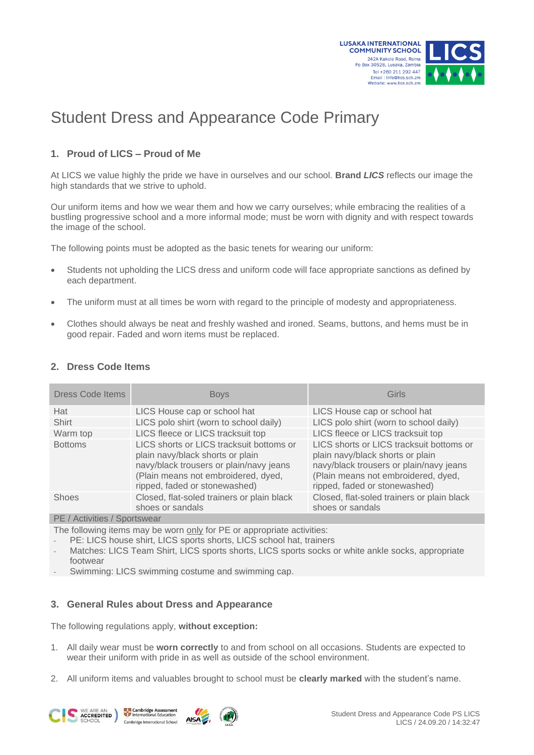# Student Dress and Appearance Code Primary

## 1. Proud of LICS – Proud of Me

At LICS we value highly the pride we have in ourselves and our school. **Brand *LICS*** reflects our image the high standards that we strive to uphold.

Our uniform items and how we wear them and how we carry ourselves; while embracing the realities of a bustling progressive school and a more informal mode; must be worn with dignity and with respect towards the image of the school.

The following points must be adopted as the basic tenets for wearing our uniform:

- Students not upholding the LICS dress and uniform code will face appropriate sanctions as defined by each department.
- The uniform must at all times be worn with regard to the principle of modesty and appropriateness.
- Clothes should always be neat and freshly washed and ironed. Seams, buttons, and hems must be in good repair. Faded and worn items must be replaced.

## 2. Dress Code Items

| Dress Code Items | Boys | Girls |
|---|---|---|
| Hat | LICS House cap or school hat | LICS House cap or school hat |
| Shirt | LICS polo shirt (worn to school daily) | LICS polo shirt (worn to school daily) |
| Warm top | LICS fleece or LICS tracksuit top | LICS fleece or LICS tracksuit top |
| Bottoms | LICS shorts or LICS tracksuit bottoms or plain navy/black shorts or plain navy/black trousers or plain/navy jeans (Plain means not embroidered, dyed, ripped, faded or stonewashed) | LICS shorts or LICS tracksuit bottoms or plain navy/black shorts or plain navy/black trousers or plain/navy jeans (Plain means not embroidered, dyed, ripped, faded or stonewashed) |
| Shoes | Closed, flat-soled trainers or plain black shoes or sandals | Closed, flat-soled trainers or plain black shoes or sandals |
| PE / Activities / Sportswear | | |

The following items may be worn only for PE or appropriate activities:

- PE: LICS house shirt, LICS sports shorts, LICS school hat, trainers
- Matches: LICS Team Shirt, LICS sports shorts, LICS sports socks or white ankle socks, appropriate footwear
- Swimming: LICS swimming costume and swimming cap.

## 3. General Rules about Dress and Appearance

The following regulations apply, **without exception:**

1. All daily wear must be **worn correctly** to and from school on all occasions. Students are expected to wear their uniform with pride in as well as outside of the school environment.
2. All uniform items and valuables brought to school must be **clearly marked** with the student's name.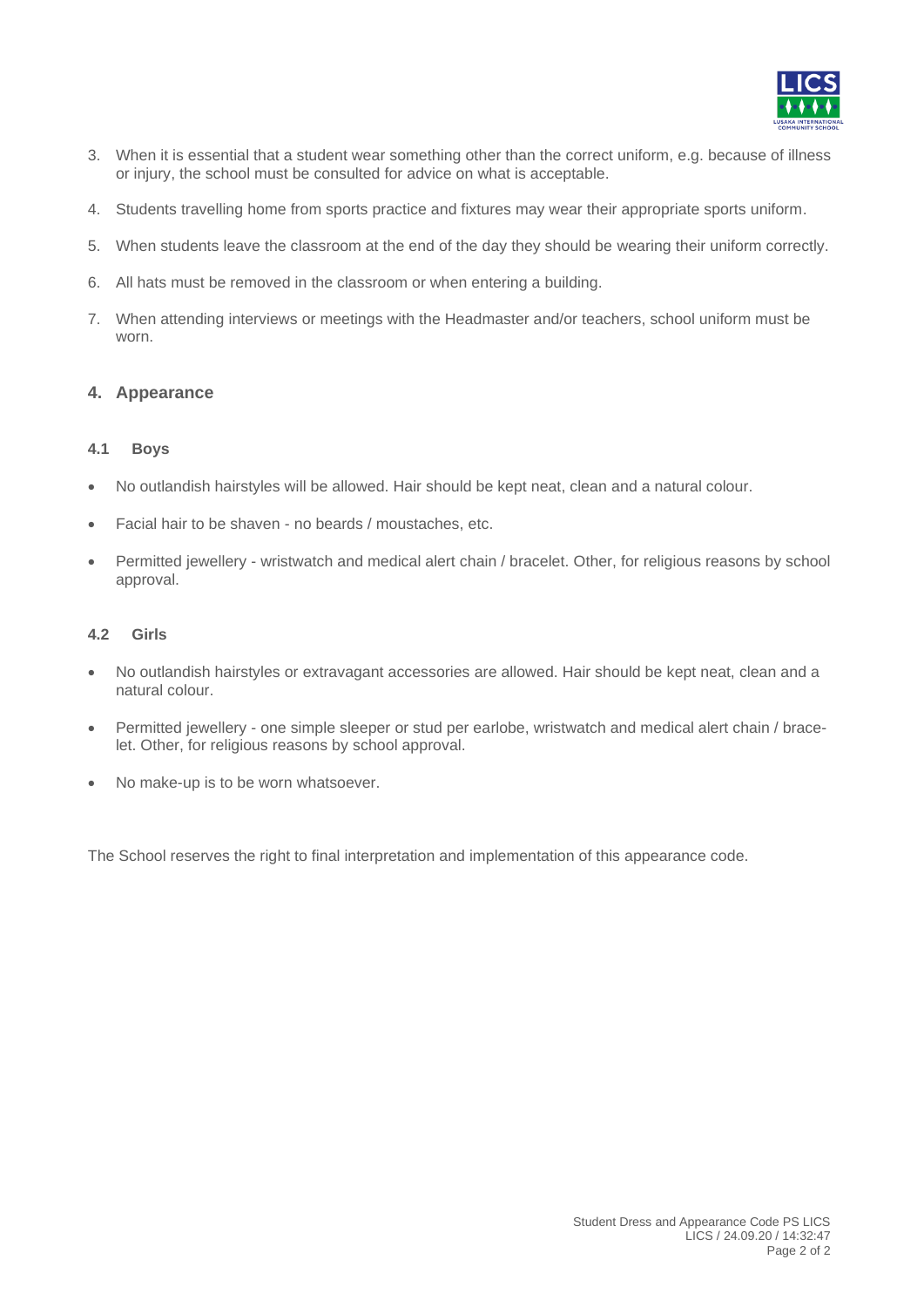3. When it is essential that a student wear something other than the correct uniform, e.g. because of illness or injury, the school must be consulted for advice on what is acceptable.
4. Students travelling home from sports practice and fixtures may wear their appropriate sports uniform.
5. When students leave the classroom at the end of the day they should be wearing their uniform correctly.
6. All hats must be removed in the classroom or when entering a building.
7. When attending interviews or meetings with the Headmaster and/or teachers, school uniform must be worn.

## 4. Appearance

### 4.1 Boys

- No outlandish hairstyles will be allowed. Hair should be kept neat, clean and a natural colour.
- Facial hair to be shaven - no beards / moustaches, etc.
- Permitted jewellery - wristwatch and medical alert chain / bracelet. Other, for religious reasons by school approval.

### 4.2 Girls

- No outlandish hairstyles or extravagant accessories are allowed. Hair should be kept neat, clean and a natural colour.
- Permitted jewellery - one simple sleeper or stud per earlobe, wristwatch and medical alert chain / bracelet. Other, for religious reasons by school approval.
- No make-up is to be worn whatsoever.

The School reserves the right to final interpretation and implementation of this appearance code.